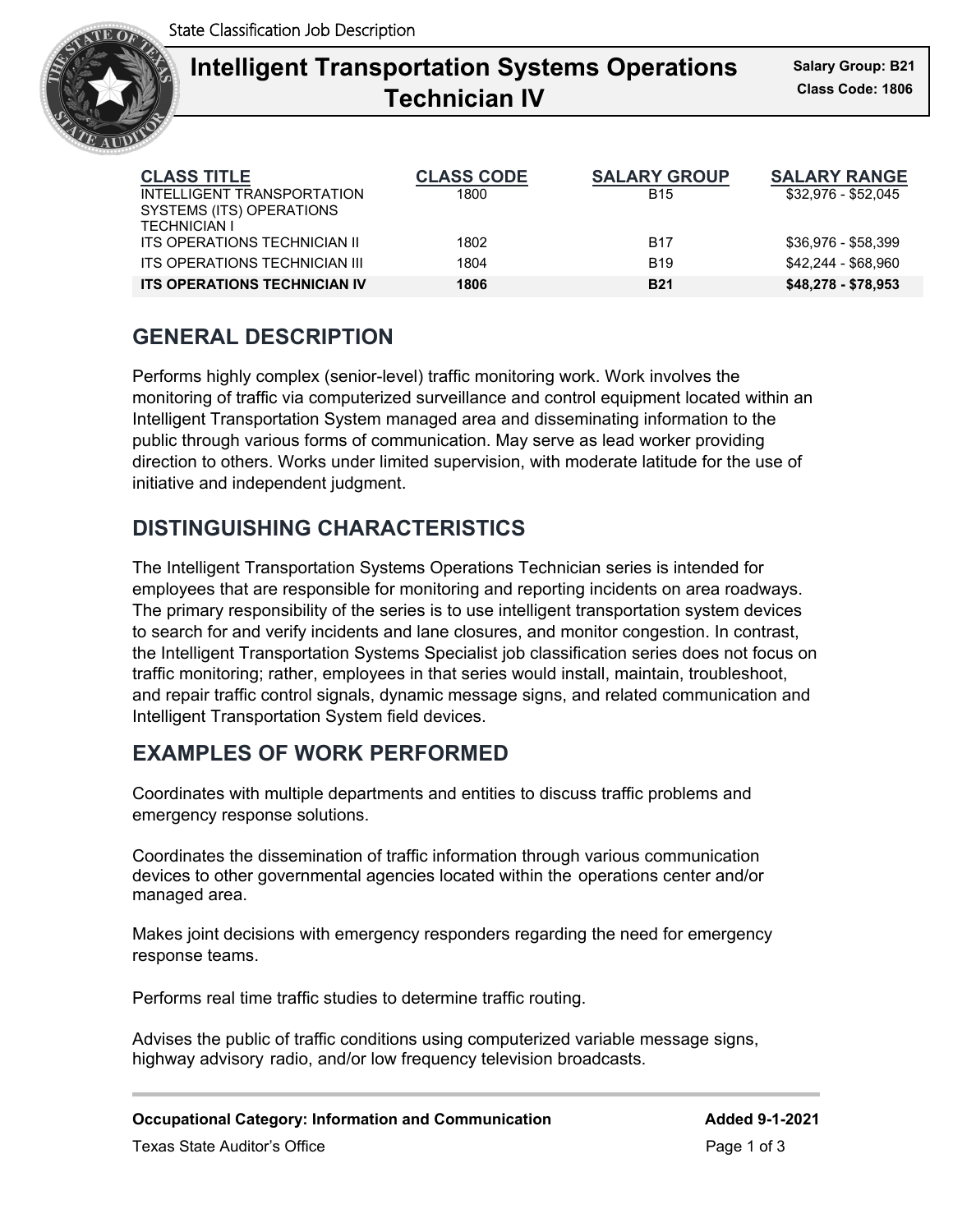State Classification Job Description

# Intelligent Transportation Systems Operations Technician IV

**Salary Group: B21**
**Class Code: 1806**

| CLASS TITLE | CLASS CODE | SALARY GROUP | SALARY RANGE |
|---|---|---|---|
| INTELLIGENT TRANSPORTATION SYSTEMS (ITS) OPERATIONS TECHNICIAN I | 1800 | B15 | $32,976 - $52,045 |
| ITS OPERATIONS TECHNICIAN II | 1802 | B17 | $36,976 - $58,399 |
| ITS OPERATIONS TECHNICIAN III | 1804 | B19 | $42,244 - $68,960 |
| **ITS OPERATIONS TECHNICIAN IV** | **1806** | **B21** | **$48,278 - $78,953** |

## GENERAL DESCRIPTION

Performs highly complex (senior-level) traffic monitoring work. Work involves the monitoring of traffic via computerized surveillance and control equipment located within an Intelligent Transportation System managed area and disseminating information to the public through various forms of communication. May serve as lead worker providing direction to others. Works under limited supervision, with moderate latitude for the use of initiative and independent judgment.

## DISTINGUISHING CHARACTERISTICS

The Intelligent Transportation Systems Operations Technician series is intended for employees that are responsible for monitoring and reporting incidents on area roadways. The primary responsibility of the series is to use intelligent transportation system devices to search for and verify incidents and lane closures, and monitor congestion. In contrast, the Intelligent Transportation Systems Specialist job classification series does not focus on traffic monitoring; rather, employees in that series would install, maintain, troubleshoot, and repair traffic control signals, dynamic message signs, and related communication and Intelligent Transportation System field devices.

## EXAMPLES OF WORK PERFORMED

Coordinates with multiple departments and entities to discuss traffic problems and emergency response solutions.

Coordinates the dissemination of traffic information through various communication devices to other governmental agencies located within the operations center and/or managed area.

Makes joint decisions with emergency responders regarding the need for emergency response teams.

Performs real time traffic studies to determine traffic routing.

Advises the public of traffic conditions using computerized variable message signs, highway advisory radio, and/or low frequency television broadcasts.

**Occupational Category: Information and Communication** **Added 9-1-2021**

Texas State Auditor's Office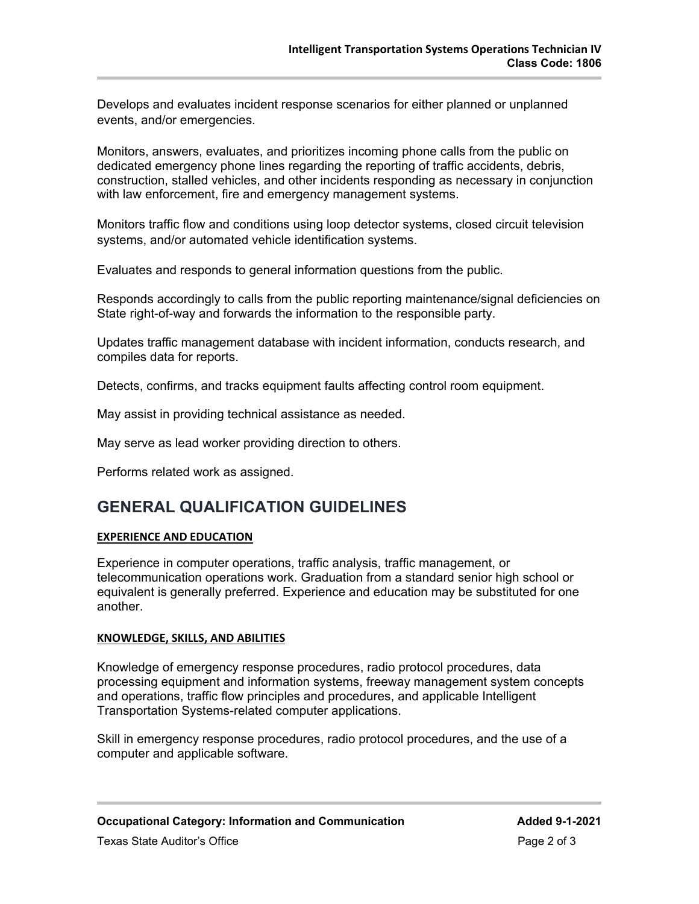Develops and evaluates incident response scenarios for either planned or unplanned events, and/or emergencies.

Monitors, answers, evaluates, and prioritizes incoming phone calls from the public on dedicated emergency phone lines regarding the reporting of traffic accidents, debris, construction, stalled vehicles, and other incidents responding as necessary in conjunction with law enforcement, fire and emergency management systems.

Monitors traffic flow and conditions using loop detector systems, closed circuit television systems, and/or automated vehicle identification systems.

Evaluates and responds to general information questions from the public.

Responds accordingly to calls from the public reporting maintenance/signal deficiencies on State right-of-way and forwards the information to the responsible party.

Updates traffic management database with incident information, conducts research, and compiles data for reports.

Detects, confirms, and tracks equipment faults affecting control room equipment.

May assist in providing technical assistance as needed.

May serve as lead worker providing direction to others.

Performs related work as assigned.

## GENERAL QUALIFICATION GUIDELINES

### EXPERIENCE AND EDUCATION

Experience in computer operations, traffic analysis, traffic management, or telecommunication operations work. Graduation from a standard senior high school or equivalent is generally preferred. Experience and education may be substituted for one another.

### KNOWLEDGE, SKILLS, AND ABILITIES

Knowledge of emergency response procedures, radio protocol procedures, data processing equipment and information systems, freeway management system concepts and operations, traffic flow principles and procedures, and applicable Intelligent Transportation Systems-related computer applications.

Skill in emergency response procedures, radio protocol procedures, and the use of a computer and applicable software.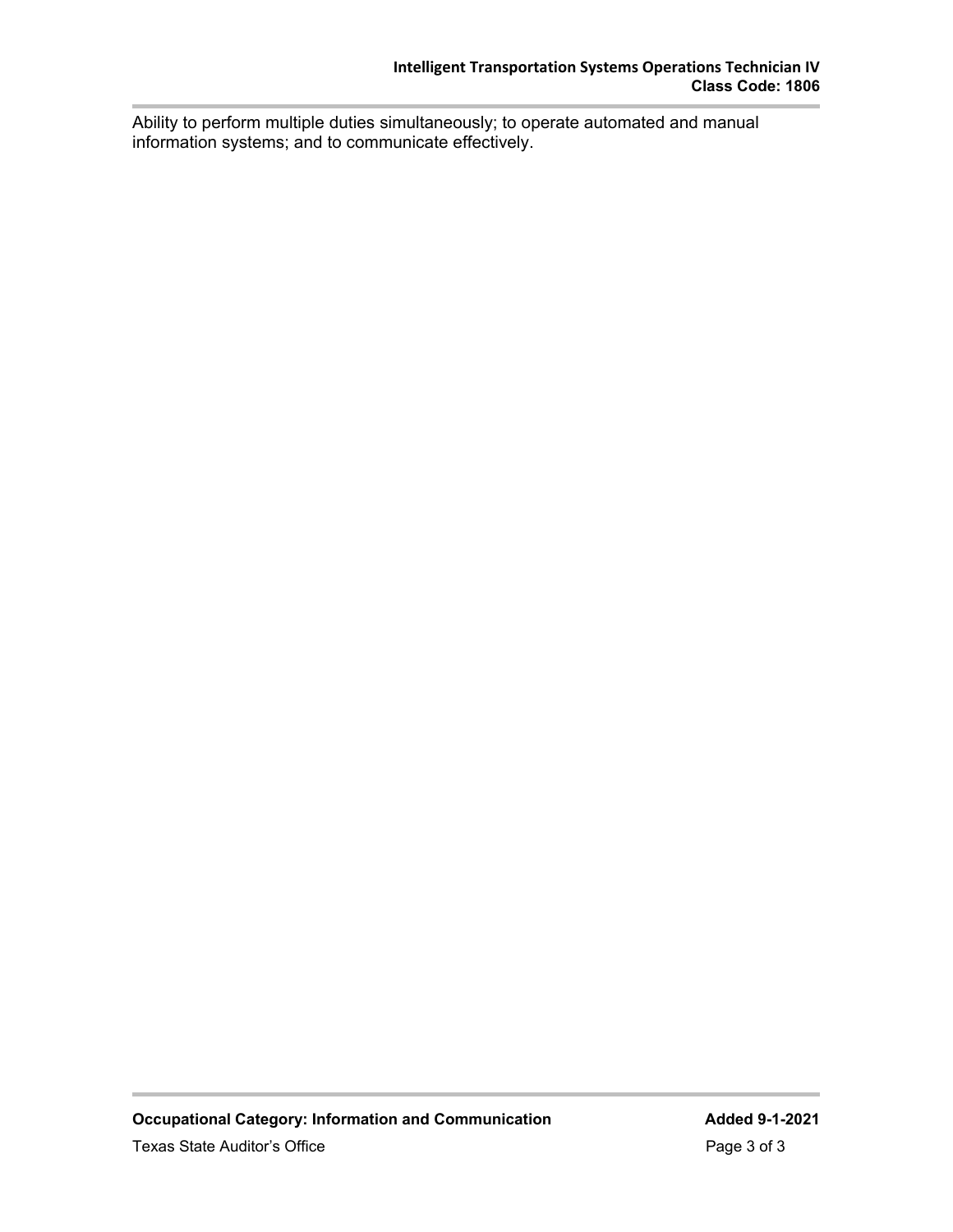Ability to perform multiple duties simultaneously; to operate automated and manual information systems; and to communicate effectively.